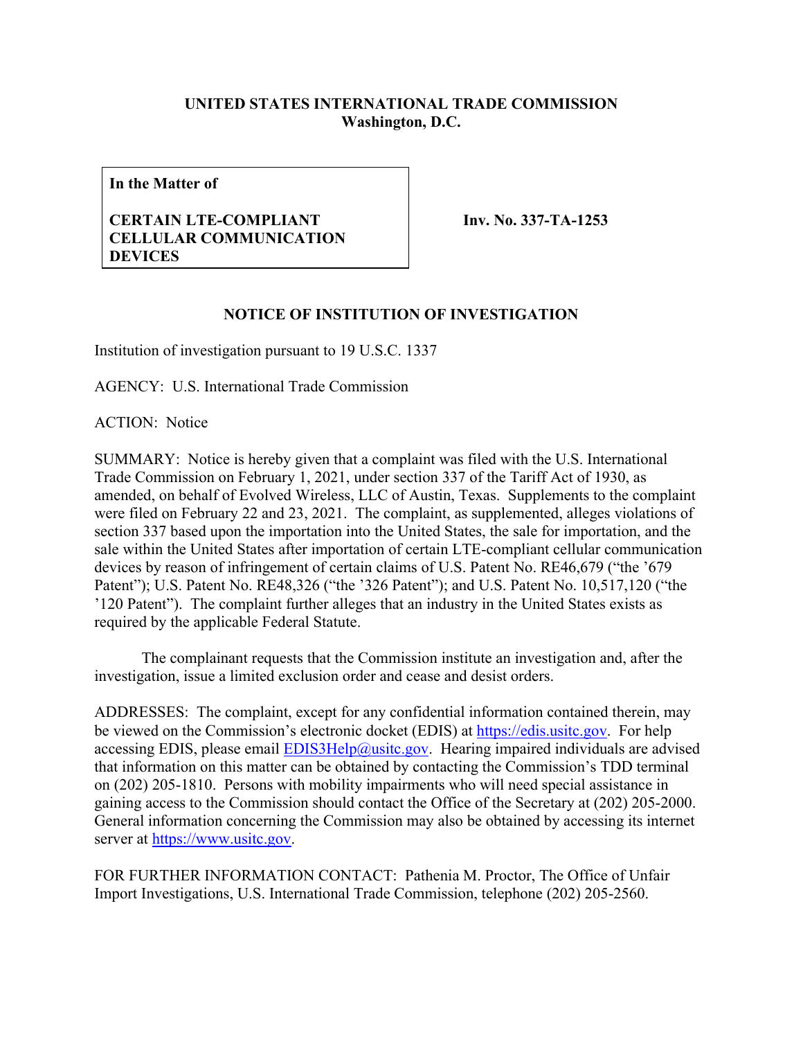**UNITED STATES INTERNATIONAL TRADE COMMISSION**
**Washington, D.C.**

| **In the Matter of**<br><br>**CERTAIN LTE-COMPLIANT CELLULAR COMMUNICATION DEVICES** | **Inv. No. 337-TA-1253** |
|---|---|

## NOTICE OF INSTITUTION OF INVESTIGATION

Institution of investigation pursuant to 19 U.S.C. 1337

AGENCY: U.S. International Trade Commission

ACTION: Notice

SUMMARY: Notice is hereby given that a complaint was filed with the U.S. International Trade Commission on February 1, 2021, under section 337 of the Tariff Act of 1930, as amended, on behalf of Evolved Wireless, LLC of Austin, Texas. Supplements to the complaint were filed on February 22 and 23, 2021. The complaint, as supplemented, alleges violations of section 337 based upon the importation into the United States, the sale for importation, and the sale within the United States after importation of certain LTE-compliant cellular communication devices by reason of infringement of certain claims of U.S. Patent No. RE46,679 ("the '679 Patent"); U.S. Patent No. RE48,326 ("the '326 Patent"); and U.S. Patent No. 10,517,120 ("the '120 Patent"). The complaint further alleges that an industry in the United States exists as required by the applicable Federal Statute.

The complainant requests that the Commission institute an investigation and, after the investigation, issue a limited exclusion order and cease and desist orders.

ADDRESSES: The complaint, except for any confidential information contained therein, may be viewed on the Commission's electronic docket (EDIS) at https://edis.usitc.gov. For help accessing EDIS, please email EDIS3Help@usitc.gov. Hearing impaired individuals are advised that information on this matter can be obtained by contacting the Commission's TDD terminal on (202) 205-1810. Persons with mobility impairments who will need special assistance in gaining access to the Commission should contact the Office of the Secretary at (202) 205-2000. General information concerning the Commission may also be obtained by accessing its internet server at https://www.usitc.gov.

FOR FURTHER INFORMATION CONTACT: Pathenia M. Proctor, The Office of Unfair Import Investigations, U.S. International Trade Commission, telephone (202) 205-2560.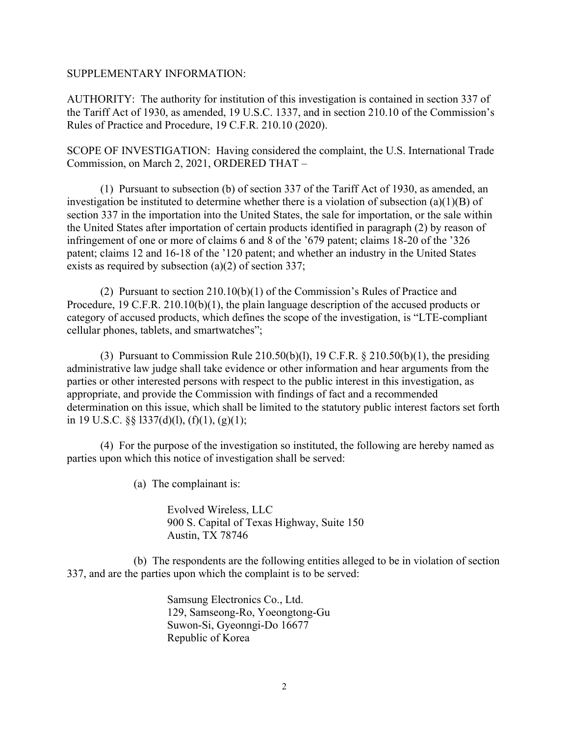SUPPLEMENTARY INFORMATION:

AUTHORITY: The authority for institution of this investigation is contained in section 337 of the Tariff Act of 1930, as amended, 19 U.S.C. 1337, and in section 210.10 of the Commission's Rules of Practice and Procedure, 19 C.F.R. 210.10 (2020).

SCOPE OF INVESTIGATION: Having considered the complaint, the U.S. International Trade Commission, on March 2, 2021, ORDERED THAT –

(1) Pursuant to subsection (b) of section 337 of the Tariff Act of 1930, as amended, an investigation be instituted to determine whether there is a violation of subsection (a)(1)(B) of section 337 in the importation into the United States, the sale for importation, or the sale within the United States after importation of certain products identified in paragraph (2) by reason of infringement of one or more of claims 6 and 8 of the '679 patent; claims 18-20 of the '326 patent; claims 12 and 16-18 of the '120 patent; and whether an industry in the United States exists as required by subsection (a)(2) of section 337;

(2) Pursuant to section 210.10(b)(1) of the Commission's Rules of Practice and Procedure, 19 C.F.R. 210.10(b)(1), the plain language description of the accused products or category of accused products, which defines the scope of the investigation, is "LTE-compliant cellular phones, tablets, and smartwatches";

(3) Pursuant to Commission Rule 210.50(b)(l), 19 C.F.R. § 210.50(b)(1), the presiding administrative law judge shall take evidence or other information and hear arguments from the parties or other interested persons with respect to the public interest in this investigation, as appropriate, and provide the Commission with findings of fact and a recommended determination on this issue, which shall be limited to the statutory public interest factors set forth in 19 U.S.C. §§ l337(d)(l), (f)(1), (g)(1);

(4) For the purpose of the investigation so instituted, the following are hereby named as parties upon which this notice of investigation shall be served:

(a) The complainant is:

Evolved Wireless, LLC
900 S. Capital of Texas Highway, Suite 150
Austin, TX 78746

(b) The respondents are the following entities alleged to be in violation of section 337, and are the parties upon which the complaint is to be served:

Samsung Electronics Co., Ltd.
129, Samseong-Ro, Yoeongtong-Gu
Suwon-Si, Gyeonngi-Do 16677
Republic of Korea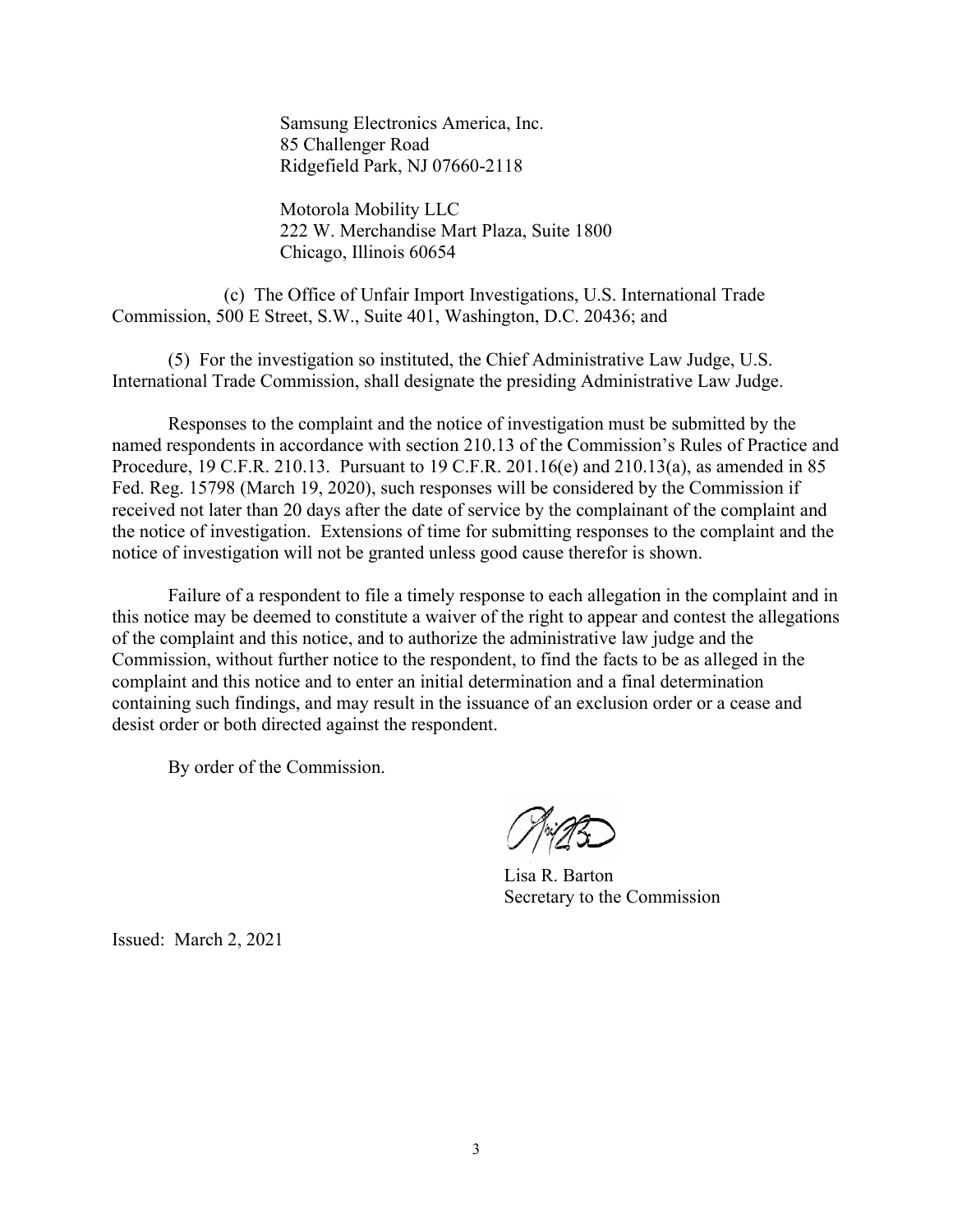Samsung Electronics America, Inc.
85 Challenger Road
Ridgefield Park, NJ 07660-2118

Motorola Mobility LLC
222 W. Merchandise Mart Plaza, Suite 1800
Chicago, Illinois 60654

(c) The Office of Unfair Import Investigations, U.S. International Trade Commission, 500 E Street, S.W., Suite 401, Washington, D.C. 20436; and

(5) For the investigation so instituted, the Chief Administrative Law Judge, U.S. International Trade Commission, shall designate the presiding Administrative Law Judge.

Responses to the complaint and the notice of investigation must be submitted by the named respondents in accordance with section 210.13 of the Commission's Rules of Practice and Procedure, 19 C.F.R. 210.13. Pursuant to 19 C.F.R. 201.16(e) and 210.13(a), as amended in 85 Fed. Reg. 15798 (March 19, 2020), such responses will be considered by the Commission if received not later than 20 days after the date of service by the complainant of the complaint and the notice of investigation. Extensions of time for submitting responses to the complaint and the notice of investigation will not be granted unless good cause therefor is shown.

Failure of a respondent to file a timely response to each allegation in the complaint and in this notice may be deemed to constitute a waiver of the right to appear and contest the allegations of the complaint and this notice, and to authorize the administrative law judge and the Commission, without further notice to the respondent, to find the facts to be as alleged in the complaint and this notice and to enter an initial determination and a final determination containing such findings, and may result in the issuance of an exclusion order or a cease and desist order or both directed against the respondent.

By order of the Commission.

Lisa R. Barton
Secretary to the Commission

Issued: March 2, 2021